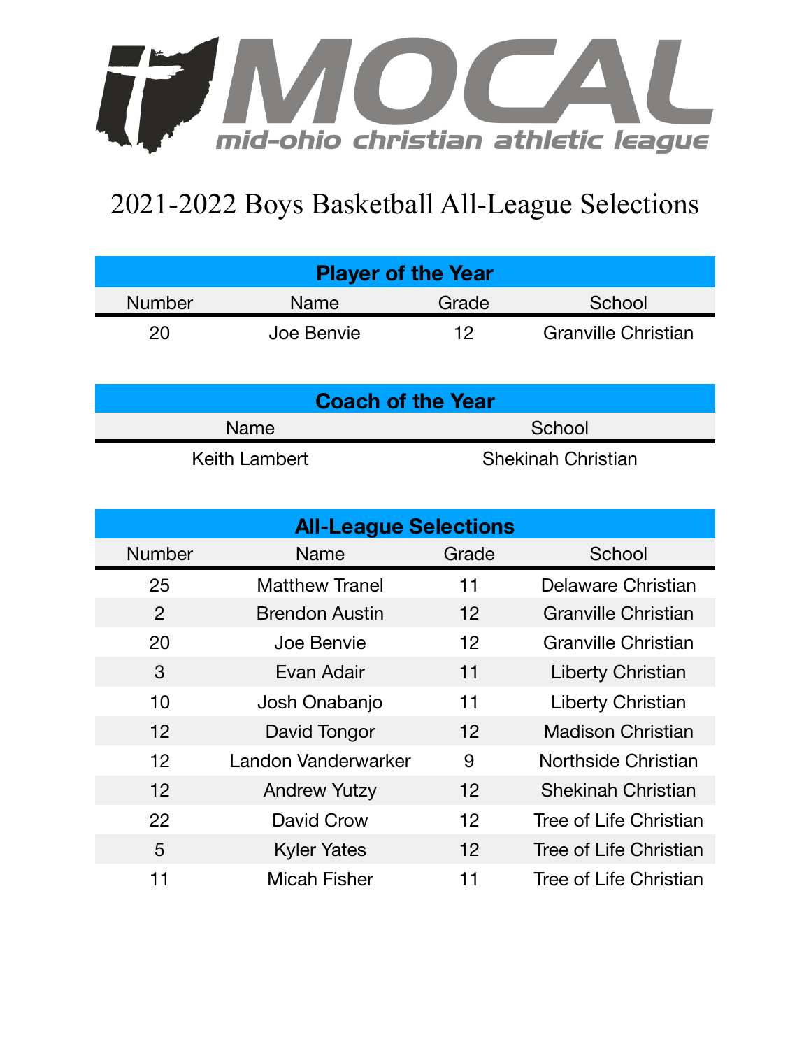# MOCAL

mid-ohio christian athletic league

## 2021-2022 Boys Basketball All-League Selections

| Player of the Year | | | |
|---|---|---|---|
| **Number** | **Name** | **Grade** | **School** |
| 20 | Joe Benvie | 12 | Granville Christian |

| Coach of the Year | |
|---|---|
| **Name** | **School** |
| Keith Lambert | Shekinah Christian |

| All-League Selections | | | |
|---|---|---|---|
| **Number** | **Name** | **Grade** | **School** |
| 25 | Matthew Tranel | 11 | Delaware Christian |
| 2 | Brendon Austin | 12 | Granville Christian |
| 20 | Joe Benvie | 12 | Granville Christian |
| 3 | Evan Adair | 11 | Liberty Christian |
| 10 | Josh Onabanjo | 11 | Liberty Christian |
| 12 | David Tongor | 12 | Madison Christian |
| 12 | Landon Vanderwarker | 9 | Northside Christian |
| 12 | Andrew Yutzy | 12 | Shekinah Christian |
| 22 | David Crow | 12 | Tree of Life Christian |
| 5 | Kyler Yates | 12 | Tree of Life Christian |
| 11 | Micah Fisher | 11 | Tree of Life Christian |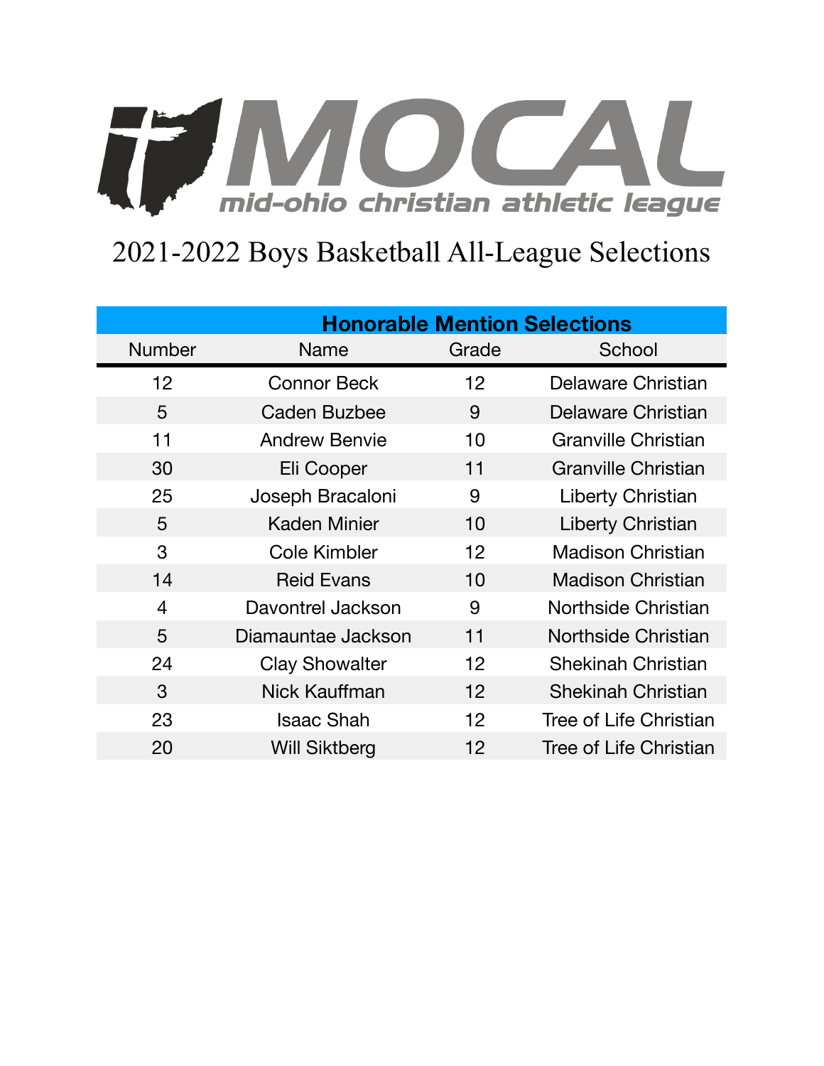MOCAL

mid-ohio christian athletic league

# 2021-2022 Boys Basketball All-League Selections

## Honorable Mention Selections

| Number | Name | Grade | School |
|---|---|---|---|
| 12 | Connor Beck | 12 | Delaware Christian |
| 5 | Caden Buzbee | 9 | Delaware Christian |
| 11 | Andrew Benvie | 10 | Granville Christian |
| 30 | Eli Cooper | 11 | Granville Christian |
| 25 | Joseph Bracaloni | 9 | Liberty Christian |
| 5 | Kaden Minier | 10 | Liberty Christian |
| 3 | Cole Kimbler | 12 | Madison Christian |
| 14 | Reid Evans | 10 | Madison Christian |
| 4 | Davontrel Jackson | 9 | Northside Christian |
| 5 | Diamauntae Jackson | 11 | Northside Christian |
| 24 | Clay Showalter | 12 | Shekinah Christian |
| 3 | Nick Kauffman | 12 | Shekinah Christian |
| 23 | Isaac Shah | 12 | Tree of Life Christian |
| 20 | Will Siktberg | 12 | Tree of Life Christian |